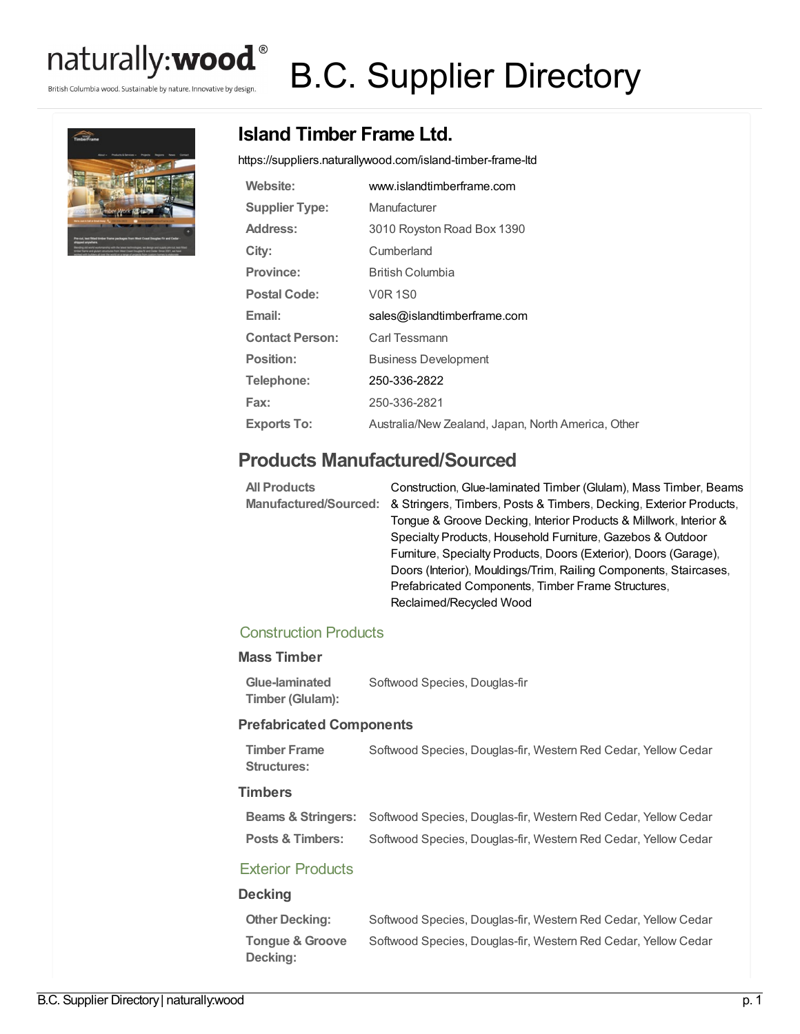# B.C. Supplier Directory

## Island Timber Frame Ltd.

https://suppliers.naturallywood.com/island-timber-frame-ltd

| | |
|---|---|
| **Website:** | www.islandtimberframe.com |
| **Supplier Type:** | Manufacturer |
| **Address:** | 3010 Royston Road Box 1390 |
| **City:** | Cumberland |
| **Province:** | British Columbia |
| **Postal Code:** | V0R 1S0 |
| **Email:** | sales@islandtimberframe.com |
| **Contact Person:** | Carl Tessmann |
| **Position:** | Business Development |
| **Telephone:** | 250-336-2822 |
| **Fax:** | 250-336-2821 |
| **Exports To:** | Australia/New Zealand, Japan, North America, Other |

## Products Manufactured/Sourced

| | |
|---|---|
| **All Products Manufactured/Sourced:** | Construction, Glue-laminated Timber (Glulam), Mass Timber, Beams & Stringers, Timbers, Posts & Timbers, Decking, Exterior Products, Tongue & Groove Decking, Interior Products & Millwork, Interior & Specialty Products, Household Furniture, Gazebos & Outdoor Furniture, Specialty Products, Doors (Exterior), Doors (Garage), Doors (Interior), Mouldings/Trim, Railing Components, Staircases, Prefabricated Components, Timber Frame Structures, Reclaimed/Recycled Wood |

### Construction Products

#### Mass Timber

| | |
|---|---|
| **Glue-laminated Timber (Glulam):** | Softwood Species, Douglas-fir |

#### Prefabricated Components

| | |
|---|---|
| **Timber Frame Structures:** | Softwood Species, Douglas-fir, Western Red Cedar, Yellow Cedar |

#### Timbers

| | |
|---|---|
| **Beams & Stringers:** | Softwood Species, Douglas-fir, Western Red Cedar, Yellow Cedar |
| **Posts & Timbers:** | Softwood Species, Douglas-fir, Western Red Cedar, Yellow Cedar |

### Exterior Products

#### Decking

| | |
|---|---|
| **Other Decking:** | Softwood Species, Douglas-fir, Western Red Cedar, Yellow Cedar |
| **Tongue & Groove Decking:** | Softwood Species, Douglas-fir, Western Red Cedar, Yellow Cedar |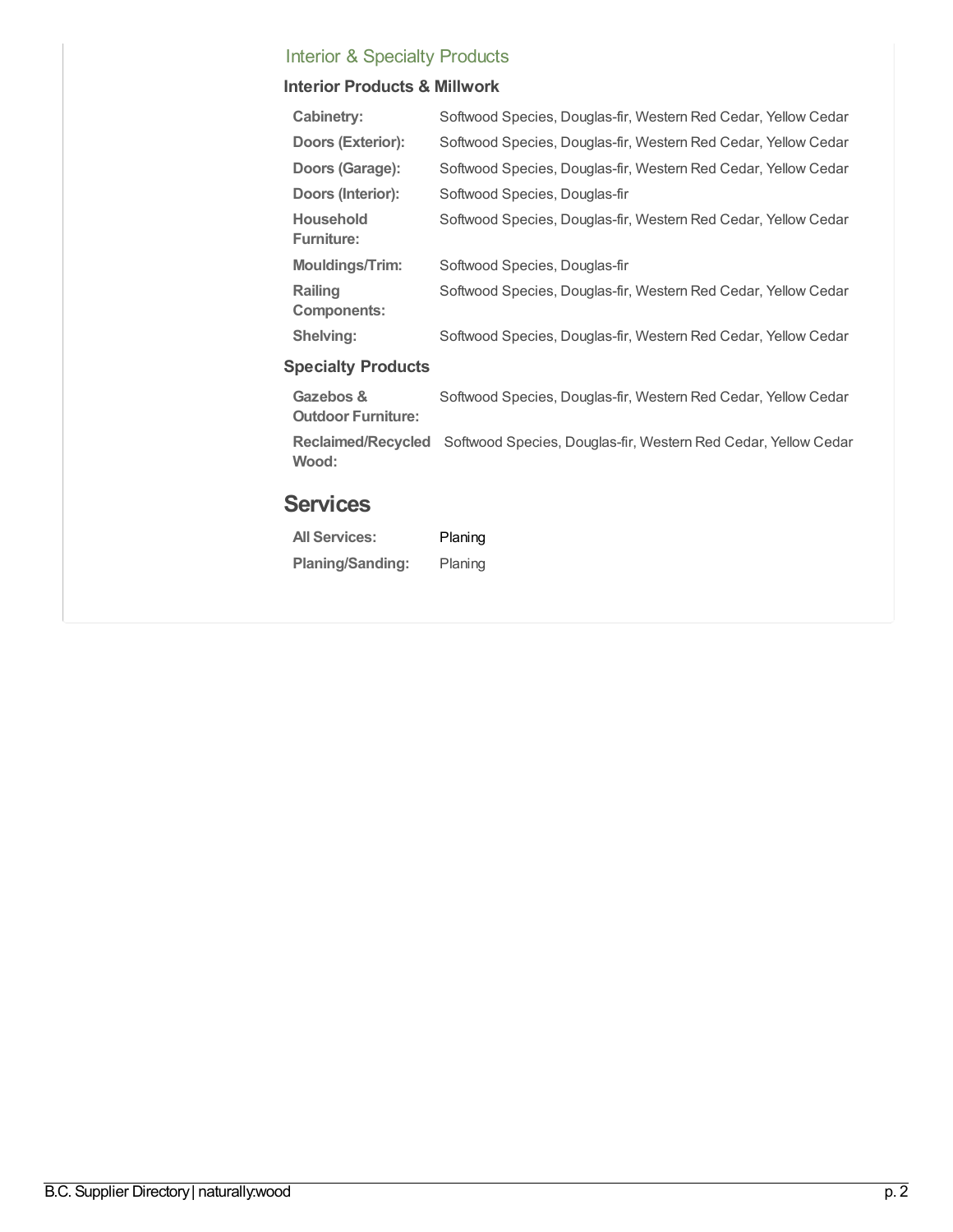## Interior & Specialty Products

### Interior Products & Millwork

| | |
|---|---|
| **Cabinetry:** | Softwood Species, Douglas-fir, Western Red Cedar, Yellow Cedar |
| **Doors (Exterior):** | Softwood Species, Douglas-fir, Western Red Cedar, Yellow Cedar |
| **Doors (Garage):** | Softwood Species, Douglas-fir, Western Red Cedar, Yellow Cedar |
| **Doors (Interior):** | Softwood Species, Douglas-fir |
| **Household Furniture:** | Softwood Species, Douglas-fir, Western Red Cedar, Yellow Cedar |
| **Mouldings/Trim:** | Softwood Species, Douglas-fir |
| **Railing Components:** | Softwood Species, Douglas-fir, Western Red Cedar, Yellow Cedar |
| **Shelving:** | Softwood Species, Douglas-fir, Western Red Cedar, Yellow Cedar |

### Specialty Products

| | |
|---|---|
| **Gazebos & Outdoor Furniture:** | Softwood Species, Douglas-fir, Western Red Cedar, Yellow Cedar |
| **Reclaimed/Recycled Wood:** | Softwood Species, Douglas-fir, Western Red Cedar, Yellow Cedar |

# Services

| | |
|---|---|
| **All Services:** | Planing |
| **Planing/Sanding:** | Planing |